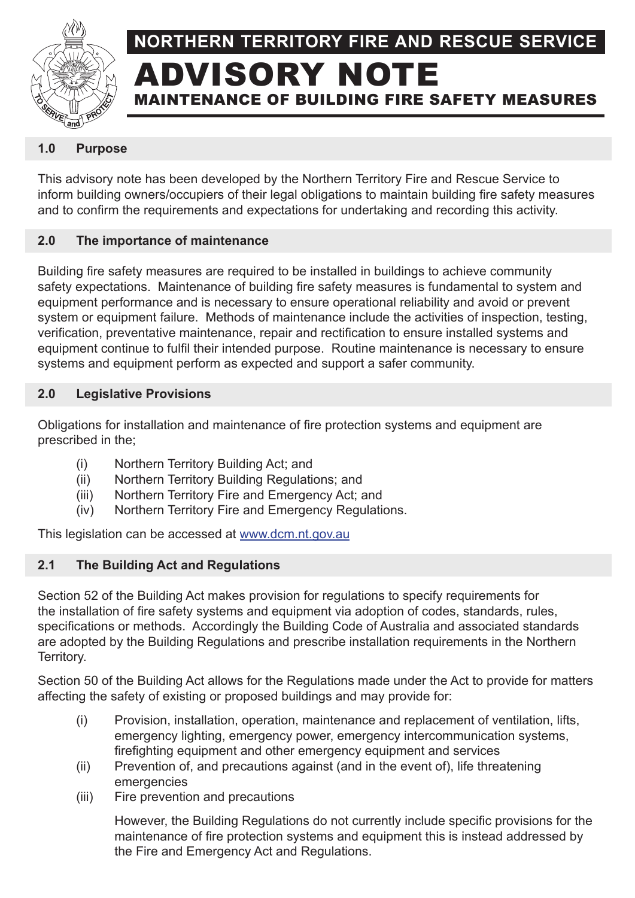# NORTHERN TERRITORY FIRE AND RESCUE SERVICE

# ADVISORY NOTE

## MAINTENANCE OF BUILDING FIRE SAFETY MEASURES

### 1.0 Purpose

This advisory note has been developed by the Northern Territory Fire and Rescue Service to inform building owners/occupiers of their legal obligations to maintain building fire safety measures and to confirm the requirements and expectations for undertaking and recording this activity.

### 2.0 The importance of maintenance

Building fire safety measures are required to be installed in buildings to achieve community safety expectations. Maintenance of building fire safety measures is fundamental to system and equipment performance and is necessary to ensure operational reliability and avoid or prevent system or equipment failure. Methods of maintenance include the activities of inspection, testing, verification, preventative maintenance, repair and rectification to ensure installed systems and equipment continue to fulfil their intended purpose. Routine maintenance is necessary to ensure systems and equipment perform as expected and support a safer community.

### 2.0 Legislative Provisions

Obligations for installation and maintenance of fire protection systems and equipment are prescribed in the;

(i) Northern Territory Building Act; and
(ii) Northern Territory Building Regulations; and
(iii) Northern Territory Fire and Emergency Act; and
(iv) Northern Territory Fire and Emergency Regulations.

This legislation can be accessed at www.dcm.nt.gov.au

### 2.1 The Building Act and Regulations

Section 52 of the Building Act makes provision for regulations to specify requirements for the installation of fire safety systems and equipment via adoption of codes, standards, rules, specifications or methods. Accordingly the Building Code of Australia and associated standards are adopted by the Building Regulations and prescribe installation requirements in the Northern Territory.

Section 50 of the Building Act allows for the Regulations made under the Act to provide for matters affecting the safety of existing or proposed buildings and may provide for:

(i) Provision, installation, operation, maintenance and replacement of ventilation, lifts, emergency lighting, emergency power, emergency intercommunication systems, firefighting equipment and other emergency equipment and services
(ii) Prevention of, and precautions against (and in the event of), life threatening emergencies
(iii) Fire prevention and precautions

However, the Building Regulations do not currently include specific provisions for the maintenance of fire protection systems and equipment this is instead addressed by the Fire and Emergency Act and Regulations.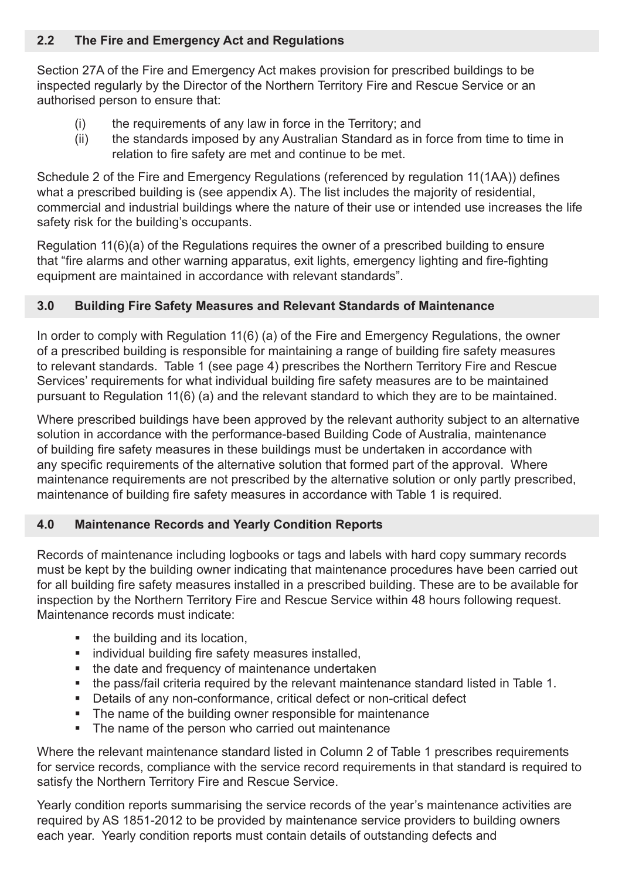## 2.2 The Fire and Emergency Act and Regulations

Section 27A of the Fire and Emergency Act makes provision for prescribed buildings to be inspected regularly by the Director of the Northern Territory Fire and Rescue Service or an authorised person to ensure that:

(i) the requirements of any law in force in the Territory; and

(ii) the standards imposed by any Australian Standard as in force from time to time in relation to fire safety are met and continue to be met.

Schedule 2 of the Fire and Emergency Regulations (referenced by regulation 11(1AA)) defines what a prescribed building is (see appendix A). The list includes the majority of residential, commercial and industrial buildings where the nature of their use or intended use increases the life safety risk for the building's occupants.

Regulation 11(6)(a) of the Regulations requires the owner of a prescribed building to ensure that "fire alarms and other warning apparatus, exit lights, emergency lighting and fire-fighting equipment are maintained in accordance with relevant standards".

## 3.0 Building Fire Safety Measures and Relevant Standards of Maintenance

In order to comply with Regulation 11(6) (a) of the Fire and Emergency Regulations, the owner of a prescribed building is responsible for maintaining a range of building fire safety measures to relevant standards. Table 1 (see page 4) prescribes the Northern Territory Fire and Rescue Services' requirements for what individual building fire safety measures are to be maintained pursuant to Regulation 11(6) (a) and the relevant standard to which they are to be maintained.

Where prescribed buildings have been approved by the relevant authority subject to an alternative solution in accordance with the performance-based Building Code of Australia, maintenance of building fire safety measures in these buildings must be undertaken in accordance with any specific requirements of the alternative solution that formed part of the approval. Where maintenance requirements are not prescribed by the alternative solution or only partly prescribed, maintenance of building fire safety measures in accordance with Table 1 is required.

## 4.0 Maintenance Records and Yearly Condition Reports

Records of maintenance including logbooks or tags and labels with hard copy summary records must be kept by the building owner indicating that maintenance procedures have been carried out for all building fire safety measures installed in a prescribed building. These are to be available for inspection by the Northern Territory Fire and Rescue Service within 48 hours following request. Maintenance records must indicate:

- the building and its location,
- individual building fire safety measures installed,
- the date and frequency of maintenance undertaken
- the pass/fail criteria required by the relevant maintenance standard listed in Table 1.
- Details of any non-conformance, critical defect or non-critical defect
- The name of the building owner responsible for maintenance
- The name of the person who carried out maintenance

Where the relevant maintenance standard listed in Column 2 of Table 1 prescribes requirements for service records, compliance with the service record requirements in that standard is required to satisfy the Northern Territory Fire and Rescue Service.

Yearly condition reports summarising the service records of the year's maintenance activities are required by AS 1851-2012 to be provided by maintenance service providers to building owners each year. Yearly condition reports must contain details of outstanding defects and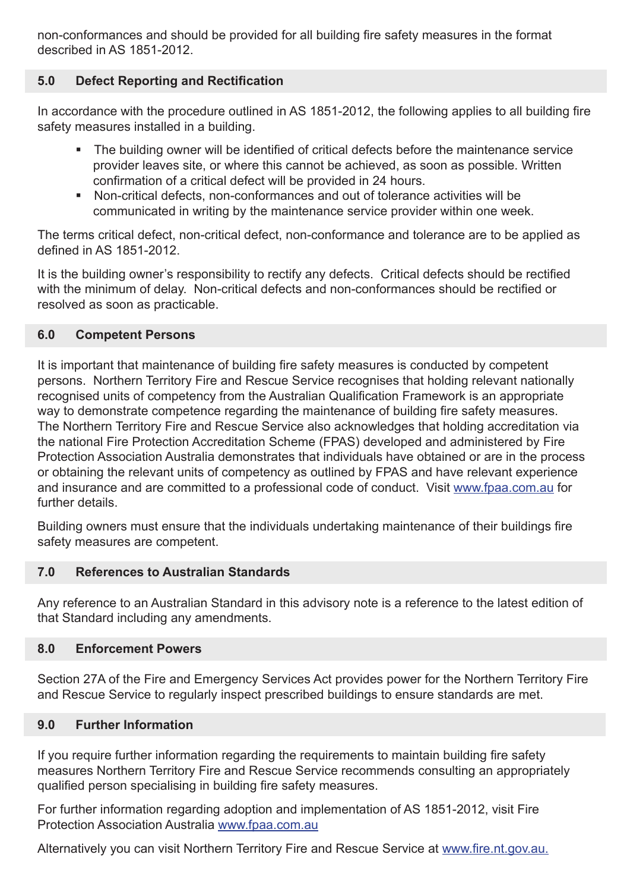non-conformances and should be provided for all building fire safety measures in the format described in AS 1851-2012.

## 5.0 Defect Reporting and Rectification

In accordance with the procedure outlined in AS 1851-2012, the following applies to all building fire safety measures installed in a building.

- The building owner will be identified of critical defects before the maintenance service provider leaves site, or where this cannot be achieved, as soon as possible. Written confirmation of a critical defect will be provided in 24 hours.
- Non-critical defects, non-conformances and out of tolerance activities will be communicated in writing by the maintenance service provider within one week.

The terms critical defect, non-critical defect, non-conformance and tolerance are to be applied as defined in AS 1851-2012.

It is the building owner's responsibility to rectify any defects. Critical defects should be rectified with the minimum of delay. Non-critical defects and non-conformances should be rectified or resolved as soon as practicable.

## 6.0 Competent Persons

It is important that maintenance of building fire safety measures is conducted by competent persons. Northern Territory Fire and Rescue Service recognises that holding relevant nationally recognised units of competency from the Australian Qualification Framework is an appropriate way to demonstrate competence regarding the maintenance of building fire safety measures. The Northern Territory Fire and Rescue Service also acknowledges that holding accreditation via the national Fire Protection Accreditation Scheme (FPAS) developed and administered by Fire Protection Association Australia demonstrates that individuals have obtained or are in the process or obtaining the relevant units of competency as outlined by FPAS and have relevant experience and insurance and are committed to a professional code of conduct. Visit www.fpaa.com.au for further details.

Building owners must ensure that the individuals undertaking maintenance of their buildings fire safety measures are competent.

## 7.0 References to Australian Standards

Any reference to an Australian Standard in this advisory note is a reference to the latest edition of that Standard including any amendments.

## 8.0 Enforcement Powers

Section 27A of the Fire and Emergency Services Act provides power for the Northern Territory Fire and Rescue Service to regularly inspect prescribed buildings to ensure standards are met.

## 9.0 Further Information

If you require further information regarding the requirements to maintain building fire safety measures Northern Territory Fire and Rescue Service recommends consulting an appropriately qualified person specialising in building fire safety measures.

For further information regarding adoption and implementation of AS 1851-2012, visit Fire Protection Association Australia www.fpaa.com.au

Alternatively you can visit Northern Territory Fire and Rescue Service at www.fire.nt.gov.au.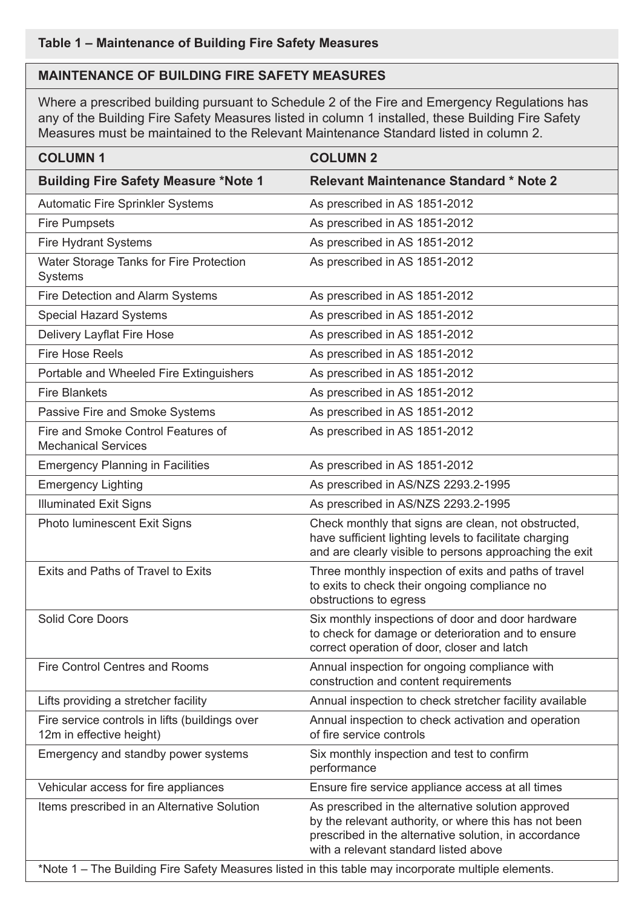**Table 1 – Maintenance of Building Fire Safety Measures**

**MAINTENANCE OF BUILDING FIRE SAFETY MEASURES**

Where a prescribed building pursuant to Schedule 2 of the Fire and Emergency Regulations has any of the Building Fire Safety Measures listed in column 1 installed, these Building Fire Safety Measures must be maintained to the Relevant Maintenance Standard listed in column 2.

| COLUMN 1 | COLUMN 2 |
|---|---|
| **Building Fire Safety Measure *Note 1** | **Relevant Maintenance Standard * Note 2** |
| Automatic Fire Sprinkler Systems | As prescribed in AS 1851-2012 |
| Fire Pumpsets | As prescribed in AS 1851-2012 |
| Fire Hydrant Systems | As prescribed in AS 1851-2012 |
| Water Storage Tanks for Fire Protection Systems | As prescribed in AS 1851-2012 |
| Fire Detection and Alarm Systems | As prescribed in AS 1851-2012 |
| Special Hazard Systems | As prescribed in AS 1851-2012 |
| Delivery Layflat Fire Hose | As prescribed in AS 1851-2012 |
| Fire Hose Reels | As prescribed in AS 1851-2012 |
| Portable and Wheeled Fire Extinguishers | As prescribed in AS 1851-2012 |
| Fire Blankets | As prescribed in AS 1851-2012 |
| Passive Fire and Smoke Systems | As prescribed in AS 1851-2012 |
| Fire and Smoke Control Features of Mechanical Services | As prescribed in AS 1851-2012 |
| Emergency Planning in Facilities | As prescribed in AS 1851-2012 |
| Emergency Lighting | As prescribed in AS/NZS 2293.2-1995 |
| Illuminated Exit Signs | As prescribed in AS/NZS 2293.2-1995 |
| Photo luminescent Exit Signs | Check monthly that signs are clean, not obstructed, have sufficient lighting levels to facilitate charging and are clearly visible to persons approaching the exit |
| Exits and Paths of Travel to Exits | Three monthly inspection of exits and paths of travel to exits to check their ongoing compliance no obstructions to egress |
| Solid Core Doors | Six monthly inspections of door and door hardware to check for damage or deterioration and to ensure correct operation of door, closer and latch |
| Fire Control Centres and Rooms | Annual inspection for ongoing compliance with construction and content requirements |
| Lifts providing a stretcher facility | Annual inspection to check stretcher facility available |
| Fire service controls in lifts (buildings over 12m in effective height) | Annual inspection to check activation and operation of fire service controls |
| Emergency and standby power systems | Six monthly inspection and test to confirm performance |
| Vehicular access for fire appliances | Ensure fire service appliance access at all times |
| Items prescribed in an Alternative Solution | As prescribed in the alternative solution approved by the relevant authority, or where this has not been prescribed in the alternative solution, in accordance with a relevant standard listed above |

*Note 1 – The Building Fire Safety Measures listed in this table may incorporate multiple elements.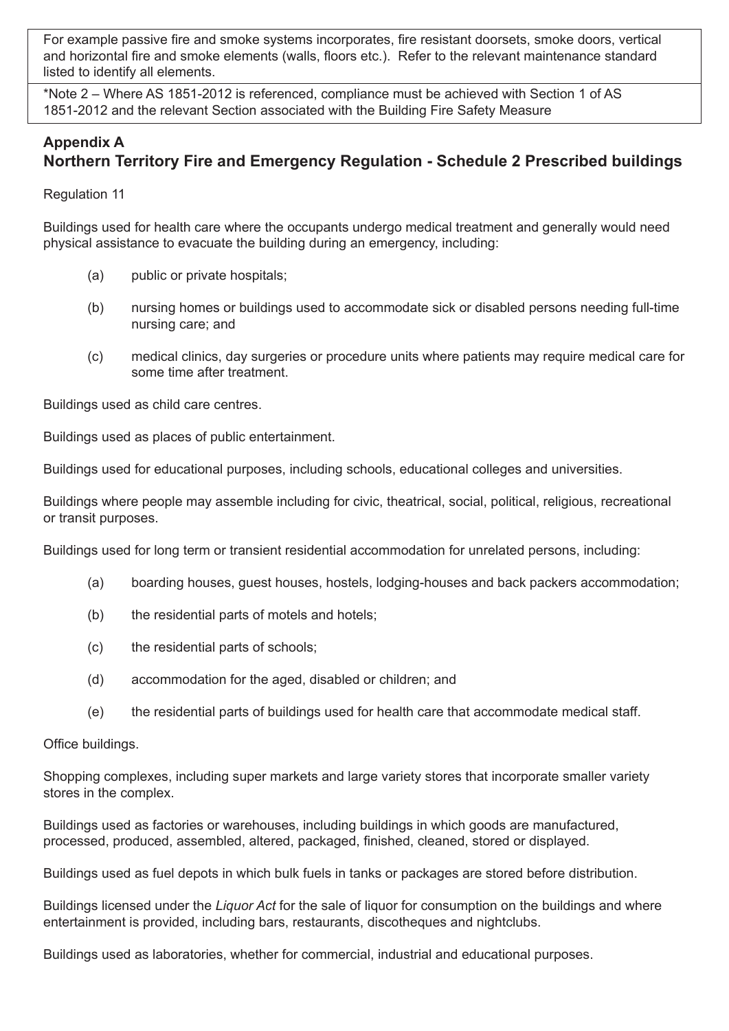For example passive fire and smoke systems incorporates, fire resistant doorsets, smoke doors, vertical and horizontal fire and smoke elements (walls, floors etc.). Refer to the relevant maintenance standard listed to identify all elements.

*Note 2 – Where AS 1851-2012 is referenced, compliance must be achieved with Section 1 of AS 1851-2012 and the relevant Section associated with the Building Fire Safety Measure

## Appendix A
## Northern Territory Fire and Emergency Regulation - Schedule 2 Prescribed buildings

Regulation 11

Buildings used for health care where the occupants undergo medical treatment and generally would need physical assistance to evacuate the building during an emergency, including:

(a) public or private hospitals;

(b) nursing homes or buildings used to accommodate sick or disabled persons needing full-time nursing care; and

(c) medical clinics, day surgeries or procedure units where patients may require medical care for some time after treatment.

Buildings used as child care centres.

Buildings used as places of public entertainment.

Buildings used for educational purposes, including schools, educational colleges and universities.

Buildings where people may assemble including for civic, theatrical, social, political, religious, recreational or transit purposes.

Buildings used for long term or transient residential accommodation for unrelated persons, including:

(a) boarding houses, guest houses, hostels, lodging-houses and back packers accommodation;

(b) the residential parts of motels and hotels;

(c) the residential parts of schools;

(d) accommodation for the aged, disabled or children; and

(e) the residential parts of buildings used for health care that accommodate medical staff.

Office buildings.

Shopping complexes, including super markets and large variety stores that incorporate smaller variety stores in the complex.

Buildings used as factories or warehouses, including buildings in which goods are manufactured, processed, produced, assembled, altered, packaged, finished, cleaned, stored or displayed.

Buildings used as fuel depots in which bulk fuels in tanks or packages are stored before distribution.

Buildings licensed under the *Liquor Act* for the sale of liquor for consumption on the buildings and where entertainment is provided, including bars, restaurants, discotheques and nightclubs.

Buildings used as laboratories, whether for commercial, industrial and educational purposes.